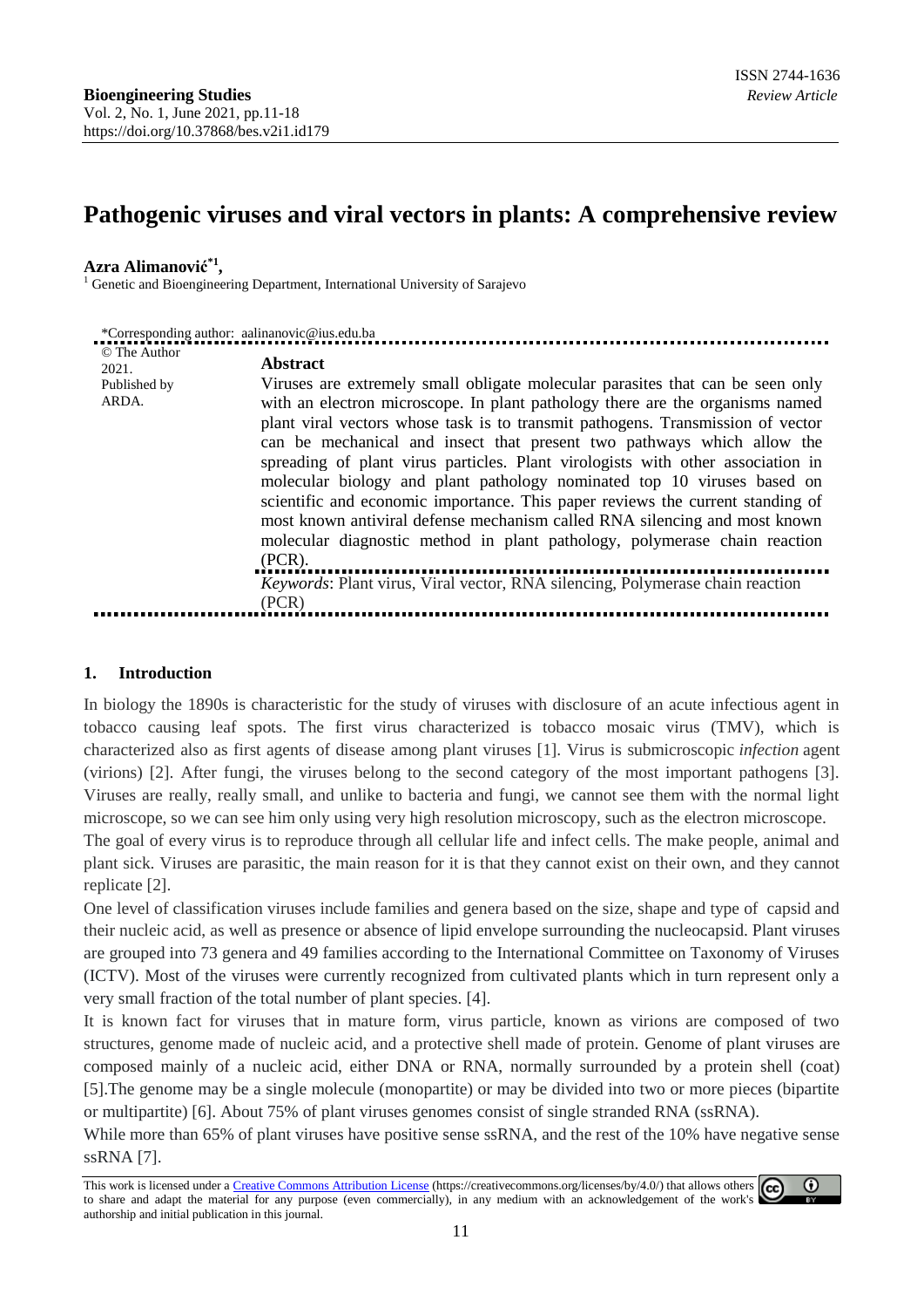**Bioengineering Studies**
Vol. 2, No. 1, June 2021, pp.11-18
https://doi.org/10.37868/bes.v2i1.id179

ISSN 2744-1636
*Review Article*

# Pathogenic viruses and viral vectors in plants: A comprehensive review

**Azra Alimanović**[*1],

[1] Genetic and Bioengineering Department, International University of Sarajevo

*Corresponding author: aalinanovic@ius.edu.ba

© The Author 2021. Published by ARDA.

## Abstract

Viruses are extremely small obligate molecular parasites that can be seen only with an electron microscope. In plant pathology there are the organisms named plant viral vectors whose task is to transmit pathogens. Transmission of vector can be mechanical and insect that present two pathways which allow the spreading of plant virus particles. Plant virologists with other association in molecular biology and plant pathology nominated top 10 viruses based on scientific and economic importance. This paper reviews the current standing of most known antiviral defense mechanism called RNA silencing and most known molecular diagnostic method in plant pathology, polymerase chain reaction (PCR).

*Keywords*: Plant virus, Viral vector, RNA silencing, Polymerase chain reaction (PCR)

## 1. Introduction

In biology the 1890s is characteristic for the study of viruses with disclosure of an acute infectious agent in tobacco causing leaf spots. The first virus characterized is tobacco mosaic virus (TMV), which is characterized also as first agents of disease among plant viruses [1]. Virus is submicroscopic *infection* agent (virions) [2]. After fungi, the viruses belong to the second category of the most important pathogens [3]. Viruses are really, really small, and unlike to bacteria and fungi, we cannot see them with the normal light microscope, so we can see him only using very high resolution microscopy, such as the electron microscope.

The goal of every virus is to reproduce through all cellular life and infect cells. The make people, animal and plant sick. Viruses are parasitic, the main reason for it is that they cannot exist on their own, and they cannot replicate [2].

One level of classification viruses include families and genera based on the size, shape and type of capsid and their nucleic acid, as well as presence or absence of lipid envelope surrounding the nucleocapsid. Plant viruses are grouped into 73 genera and 49 families according to the International Committee on Taxonomy of Viruses (ICTV). Most of the viruses were currently recognized from cultivated plants which in turn represent only a very small fraction of the total number of plant species. [4].

It is known fact for viruses that in mature form, virus particle, known as virions are composed of two structures, genome made of nucleic acid, and a protective shell made of protein. Genome of plant viruses are composed mainly of a nucleic acid, either DNA or RNA, normally surrounded by a protein shell (coat) [5].The genome may be a single molecule (monopartite) or may be divided into two or more pieces (bipartite or multipartite) [6]. About 75% of plant viruses genomes consist of single stranded RNA (ssRNA).

While more than 65% of plant viruses have positive sense ssRNA, and the rest of the 10% have negative sense ssRNA [7].

This work is licensed under a Creative Commons Attribution License (https://creativecommons.org/licenses/by/4.0/) that allows others to share and adapt the material for any purpose (even commercially), in any medium with an acknowledgement of the work's authorship and initial publication in this journal.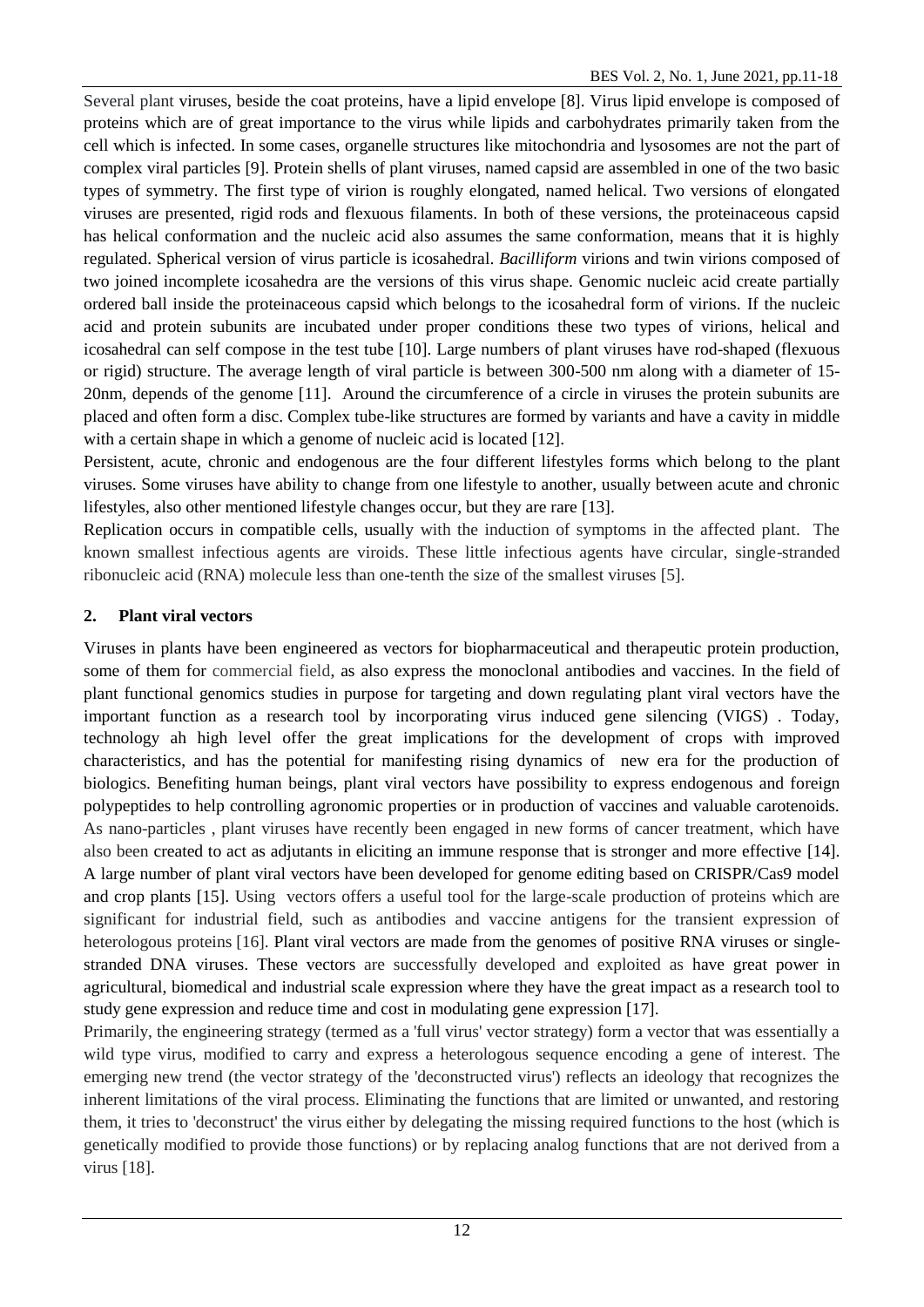Several plant viruses, beside the coat proteins, have a lipid envelope [8]. Virus lipid envelope is composed of proteins which are of great importance to the virus while lipids and carbohydrates primarily taken from the cell which is infected. In some cases, organelle structures like mitochondria and lysosomes are not the part of complex viral particles [9]. Protein shells of plant viruses, named capsid are assembled in one of the two basic types of symmetry. The first type of virion is roughly elongated, named helical. Two versions of elongated viruses are presented, rigid rods and flexuous filaments. In both of these versions, the proteinaceous capsid has helical conformation and the nucleic acid also assumes the same conformation, means that it is highly regulated. Spherical version of virus particle is icosahedral. *Bacilliform* virions and twin virions composed of two joined incomplete icosahedra are the versions of this virus shape. Genomic nucleic acid create partially ordered ball inside the proteinaceous capsid which belongs to the icosahedral form of virions. If the nucleic acid and protein subunits are incubated under proper conditions these two types of virions, helical and icosahedral can self compose in the test tube [10]. Large numbers of plant viruses have rod-shaped (flexuous or rigid) structure. The average length of viral particle is between 300-500 nm along with a diameter of 15-20nm, depends of the genome [11]. Around the circumference of a circle in viruses the protein subunits are placed and often form a disc. Complex tube-like structures are formed by variants and have a cavity in middle with a certain shape in which a genome of nucleic acid is located [12].

Persistent, acute, chronic and endogenous are the four different lifestyles forms which belong to the plant viruses. Some viruses have ability to change from one lifestyle to another, usually between acute and chronic lifestyles, also other mentioned lifestyle changes occur, but they are rare [13].

Replication occurs in compatible cells, usually with the induction of symptoms in the affected plant. The known smallest infectious agents are viroids. These little infectious agents have circular, single-stranded ribonucleic acid (RNA) molecule less than one-tenth the size of the smallest viruses [5].

## 2. Plant viral vectors

Viruses in plants have been engineered as vectors for biopharmaceutical and therapeutic protein production, some of them for commercial field, as also express the monoclonal antibodies and vaccines. In the field of plant functional genomics studies in purpose for targeting and down regulating plant viral vectors have the important function as a research tool by incorporating virus induced gene silencing (VIGS) . Today, technology ah high level offer the great implications for the development of crops with improved characteristics, and has the potential for manifesting rising dynamics of new era for the production of biologics. Benefiting human beings, plant viral vectors have possibility to express endogenous and foreign polypeptides to help controlling agronomic properties or in production of vaccines and valuable carotenoids. As nano-particles , plant viruses have recently been engaged in new forms of cancer treatment, which have also been created to act as adjutants in eliciting an immune response that is stronger and more effective [14]. A large number of plant viral vectors have been developed for genome editing based on CRISPR/Cas9 model and crop plants [15]. Using vectors offers a useful tool for the large-scale production of proteins which are significant for industrial field, such as antibodies and vaccine antigens for the transient expression of heterologous proteins [16]. Plant viral vectors are made from the genomes of positive RNA viruses or single-stranded DNA viruses. These vectors are successfully developed and exploited as have great power in agricultural, biomedical and industrial scale expression where they have the great impact as a research tool to study gene expression and reduce time and cost in modulating gene expression [17].

Primarily, the engineering strategy (termed as a 'full virus' vector strategy) form a vector that was essentially a wild type virus, modified to carry and express a heterologous sequence encoding a gene of interest. The emerging new trend (the vector strategy of the 'deconstructed virus') reflects an ideology that recognizes the inherent limitations of the viral process. Eliminating the functions that are limited or unwanted, and restoring them, it tries to 'deconstruct' the virus either by delegating the missing required functions to the host (which is genetically modified to provide those functions) or by replacing analog functions that are not derived from a virus [18].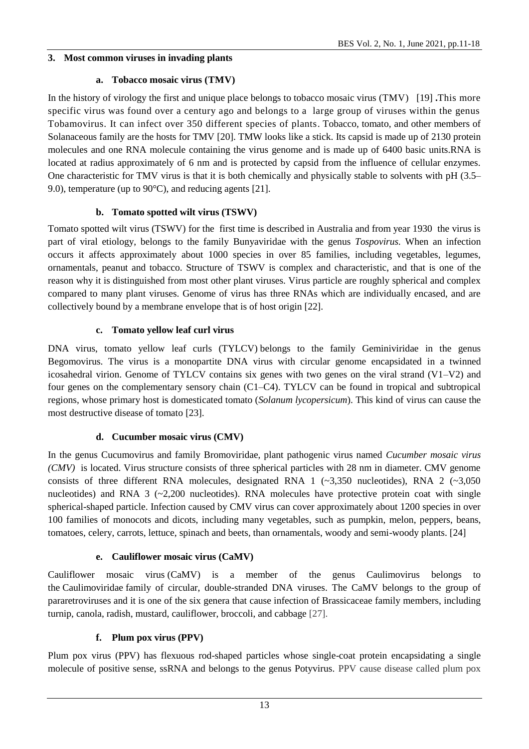## 3. Most common viruses in invading plants

### a. Tobacco mosaic virus (TMV)

In the history of virology the first and unique place belongs to tobacco mosaic virus (TMV) [19] **.**This more specific virus was found over a century ago and belongs to a large group of viruses within the genus Tobamovirus. It can infect over 350 different species of plants. Tobacco, tomato, and other members of Solanaceous family are the hosts for TMV [20]. TMW looks like a stick. Its capsid is made up of 2130 protein molecules and one RNA molecule containing the virus genome and is made up of 6400 basic units.RNA is located at radius approximately of 6 nm and is protected by capsid from the influence of cellular enzymes. One characteristic for TMV virus is that it is both chemically and physically stable to solvents with pH (3.5–9.0), temperature (up to 90°C), and reducing agents [21].

### b. Tomato spotted wilt virus (TSWV)

Tomato spotted wilt virus (TSWV) for the first time is described in Australia and from year 1930 the virus is part of viral etiology, belongs to the family Bunyaviridae with the genus *Tospovirus.* When an infection occurs it affects approximately about 1000 species in over 85 families, including vegetables, legumes, ornamentals, peanut and tobacco. Structure of TSWV is complex and characteristic, and that is one of the reason why it is distinguished from most other plant viruses. Virus particle are roughly spherical and complex compared to many plant viruses. Genome of virus has three RNAs which are individually encased, and are collectively bound by a membrane envelope that is of host origin [22].

### c. Tomato yellow leaf curl virus

DNA virus, tomato yellow leaf curls (TYLCV) belongs to the family Geminiviridae in the genus Begomovirus. The virus is a monopartite DNA virus with circular genome encapsidated in a twinned icosahedral virion. Genome of TYLCV contains six genes with two genes on the viral strand (V1–V2) and four genes on the complementary sensory chain (C1–C4). TYLCV can be found in tropical and subtropical regions, whose primary host is domesticated tomato (*Solanum lycopersicum*). This kind of virus can cause the most destructive disease of tomato [23].

### d. Cucumber mosaic virus (CMV)

In the genus Cucumovirus and family Bromoviridae, plant pathogenic virus named *Cucumber mosaic virus (CMV)* is located. Virus structure consists of three spherical particles with 28 nm in diameter. CMV genome consists of three different RNA molecules, designated RNA 1 (~3,350 nucleotides), RNA 2 (~3,050 nucleotides) and RNA 3 (~2,200 nucleotides). RNA molecules have protective protein coat with single spherical-shaped particle. Infection caused by CMV virus can cover approximately about 1200 species in over 100 families of monocots and dicots, including many vegetables, such as pumpkin, melon, peppers, beans, tomatoes, celery, carrots, lettuce, spinach and beets, than ornamentals, woody and semi-woody plants. [24]

### e. Cauliflower mosaic virus (CaMV)

Cauliflower mosaic virus (CaMV) is a member of the genus Caulimovirus belongs to the Caulimoviridae family of circular, double-stranded DNA viruses. The CaMV belongs to the group of pararetroviruses and it is one of the six genera that cause infection of Brassicaceae family members, including turnip, canola, radish, mustard, cauliflower, broccoli, and cabbage [27].

### f. Plum pox virus (PPV)

Plum pox virus (PPV) has flexuous rod-shaped particles whose single-coat protein encapsidating a single molecule of positive sense, ssRNA and belongs to the genus Potyvirus. PPV cause disease called plum pox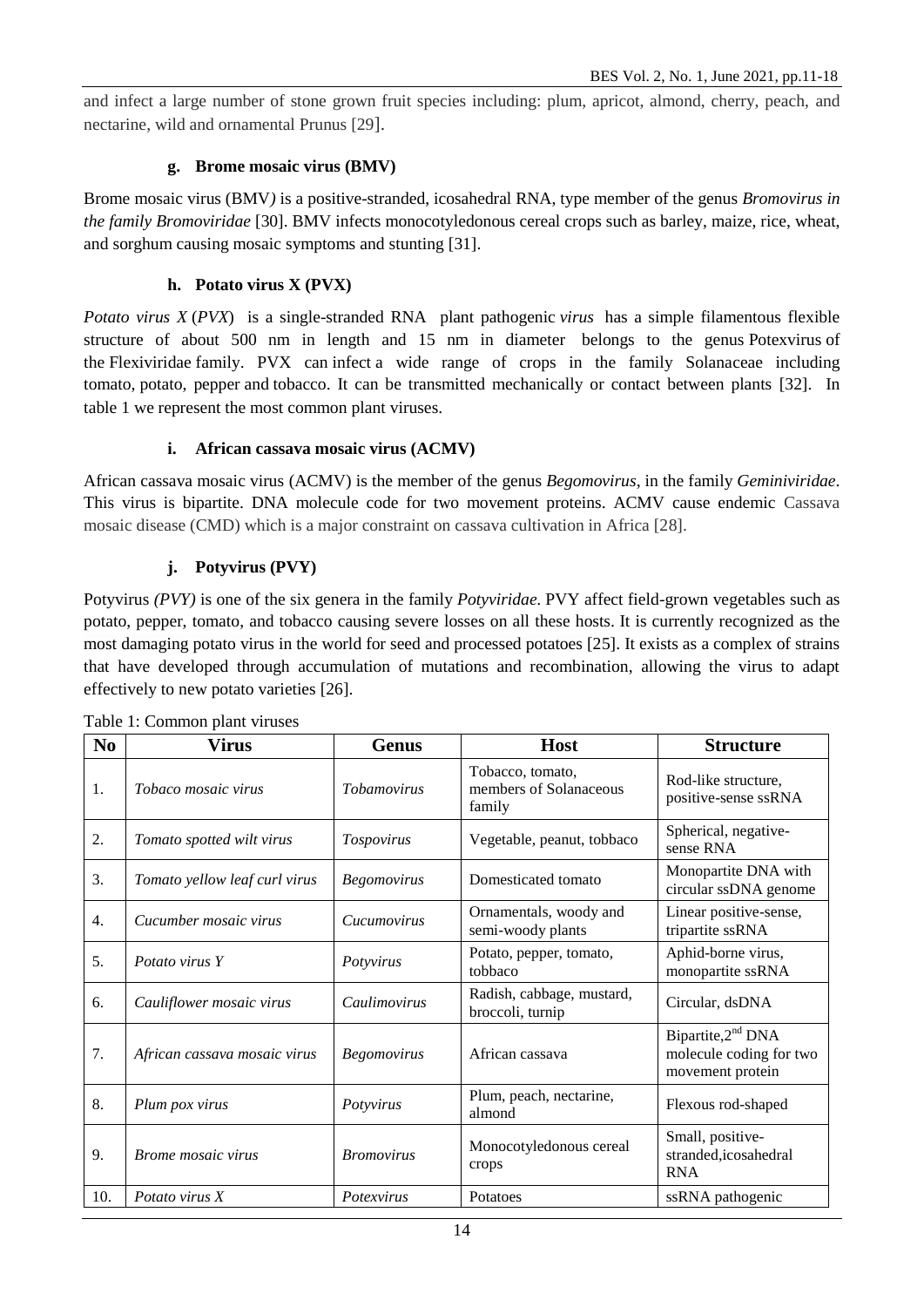and infect a large number of stone grown fruit species including: plum, apricot, almond, cherry, peach, and nectarine, wild and ornamental Prunus [29].

#### g. Brome mosaic virus (BMV)

Brome mosaic virus (BMV*)* is a positive-stranded, icosahedral RNA, type member of the genus *Bromovirus in the family Bromoviridae* [30]. BMV infects monocotyledonous cereal crops such as barley, maize, rice, wheat, and sorghum causing mosaic symptoms and stunting [31].

#### h. Potato virus X (PVX)

*Potato virus X* (*PVX*) is a single-stranded RNA plant pathogenic *virus* has a simple filamentous flexible structure of about 500 nm in length and 15 nm in diameter belongs to the genus Potexvirus of the Flexiviridae family. PVX can infect a wide range of crops in the family Solanaceae including tomato, potato, pepper and tobacco. It can be transmitted mechanically or contact between plants [32]. In table 1 we represent the most common plant viruses.

#### i. African cassava mosaic virus (ACMV)

African cassava mosaic virus (ACMV) is the member of the genus *Begomovirus*, in the family *Geminiviridae*. This virus is bipartite. DNA molecule code for two movement proteins. ACMV cause endemic Cassava mosaic disease (CMD) which is a major constraint on cassava cultivation in Africa [28].

#### j. Potyvirus (PVY)

Potyvirus *(PVY)* is one of the six genera in the family *Potyviridae*. PVY affect field-grown vegetables such as potato, pepper, tomato, and tobacco causing severe losses on all these hosts. It is currently recognized as the most damaging potato virus in the world for seed and processed potatoes [25]. It exists as a complex of strains that have developed through accumulation of mutations and recombination, allowing the virus to adapt effectively to new potato varieties [26].

Table 1: Common plant viruses

| No | Virus | Genus | Host | Structure |
|---|---|---|---|---|
| 1. | *Tobaco mosaic virus* | *Tobamovirus* | Tobacco, tomato, members of Solanaceous family | Rod-like structure, positive-sense ssRNA |
| 2. | *Tomato spotted wilt virus* | *Tospovirus* | Vegetable, peanut, tobbaco | Spherical, negative-sense RNA |
| 3. | *Tomato yellow leaf curl virus* | *Begomovirus* | Domesticated tomato | Monopartite DNA with circular ssDNA genome |
| 4. | *Cucumber mosaic virus* | *Cucumovirus* | Ornamentals, woody and semi-woody plants | Linear positive-sense, tripartite ssRNA |
| 5. | *Potato virus Y* | *Potyvirus* | Potato, pepper, tomato, tobbaco | Aphid-borne virus, monopartite ssRNA |
| 6. | *Cauliflower mosaic virus* | *Caulimovirus* | Radish, cabbage, mustard, broccoli, turnip | Circular, dsDNA |
| 7. | *African cassava mosaic virus* | *Begomovirus* | African cassava | Bipartite,2nd DNA molecule coding for two movement protein |
| 8. | *Plum pox virus* | *Potyvirus* | Plum, peach, nectarine, almond | Flexous rod-shaped |
| 9. | *Brome mosaic virus* | *Bromovirus* | Monocotyledonous cereal crops | Small, positive-stranded,icosahedral RNA |
| 10. | *Potato virus X* | *Potexvirus* | Potatoes | ssRNA pathogenic |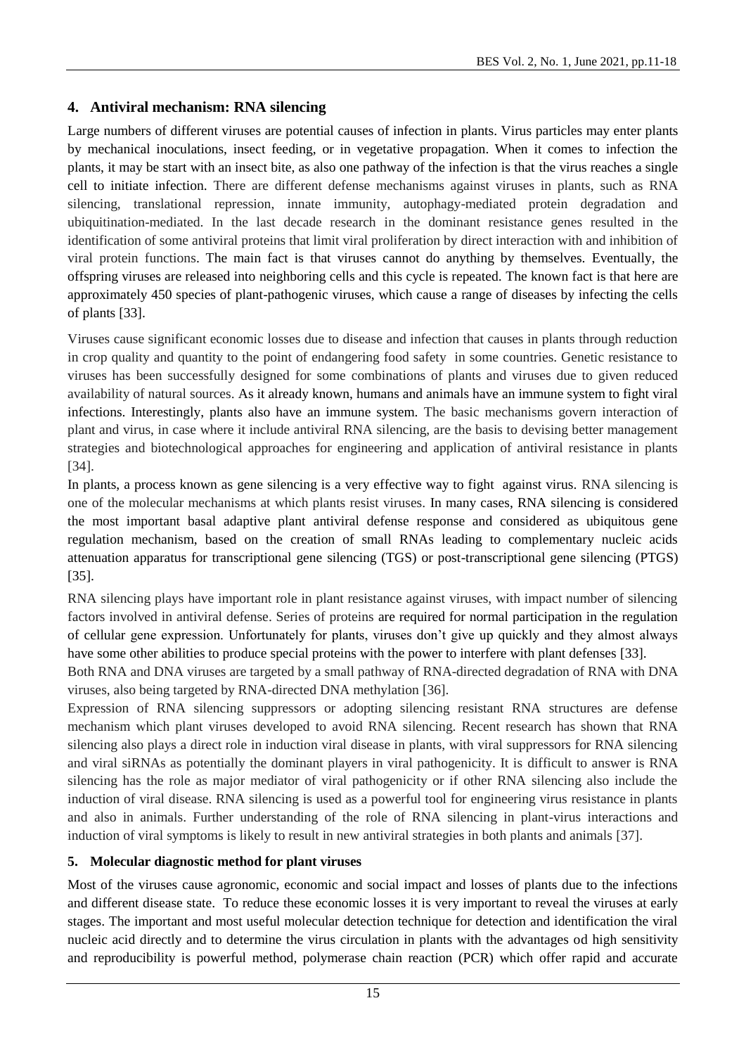## 4. Antiviral mechanism: RNA silencing

Large numbers of different viruses are potential causes of infection in plants. Virus particles may enter plants by mechanical inoculations, insect feeding, or in vegetative propagation. When it comes to infection the plants, it may be start with an insect bite, as also one pathway of the infection is that the virus reaches a single cell to initiate infection. There are different defense mechanisms against viruses in plants, such as RNA silencing, translational repression, innate immunity, autophagy-mediated protein degradation and ubiquitination-mediated. In the last decade research in the dominant resistance genes resulted in the identification of some antiviral proteins that limit viral proliferation by direct interaction with and inhibition of viral protein functions. The main fact is that viruses cannot do anything by themselves. Eventually, the offspring viruses are released into neighboring cells and this cycle is repeated. The known fact is that here are approximately 450 species of plant-pathogenic viruses, which cause a range of diseases by infecting the cells of plants [33].

Viruses cause significant economic losses due to disease and infection that causes in plants through reduction in crop quality and quantity to the point of endangering food safety in some countries. Genetic resistance to viruses has been successfully designed for some combinations of plants and viruses due to given reduced availability of natural sources. As it already known, humans and animals have an immune system to fight viral infections. Interestingly, plants also have an immune system. The basic mechanisms govern interaction of plant and virus, in case where it include antiviral RNA silencing, are the basis to devising better management strategies and biotechnological approaches for engineering and application of antiviral resistance in plants [34].

In plants, a process known as gene silencing is a very effective way to fight against virus. RNA silencing is one of the molecular mechanisms at which plants resist viruses. In many cases, RNA silencing is considered the most important basal adaptive plant antiviral defense response and considered as ubiquitous gene regulation mechanism, based on the creation of small RNAs leading to complementary nucleic acids attenuation apparatus for transcriptional gene silencing (TGS) or post-transcriptional gene silencing (PTGS) [35].

RNA silencing plays have important role in plant resistance against viruses, with impact number of silencing factors involved in antiviral defense. Series of proteins are required for normal participation in the regulation of cellular gene expression. Unfortunately for plants, viruses don't give up quickly and they almost always have some other abilities to produce special proteins with the power to interfere with plant defenses [33].

Both RNA and DNA viruses are targeted by a small pathway of RNA-directed degradation of RNA with DNA viruses, also being targeted by RNA-directed DNA methylation [36].

Expression of RNA silencing suppressors or adopting silencing resistant RNA structures are defense mechanism which plant viruses developed to avoid RNA silencing. Recent research has shown that RNA silencing also plays a direct role in induction viral disease in plants, with viral suppressors for RNA silencing and viral siRNAs as potentially the dominant players in viral pathogenicity. It is difficult to answer is RNA silencing has the role as major mediator of viral pathogenicity or if other RNA silencing also include the induction of viral disease. RNA silencing is used as a powerful tool for engineering virus resistance in plants and also in animals. Further understanding of the role of RNA silencing in plant-virus interactions and induction of viral symptoms is likely to result in new antiviral strategies in both plants and animals [37].

## 5. Molecular diagnostic method for plant viruses

Most of the viruses cause agronomic, economic and social impact and losses of plants due to the infections and different disease state. To reduce these economic losses it is very important to reveal the viruses at early stages. The important and most useful molecular detection technique for detection and identification the viral nucleic acid directly and to determine the virus circulation in plants with the advantages od high sensitivity and reproducibility is powerful method, polymerase chain reaction (PCR) which offer rapid and accurate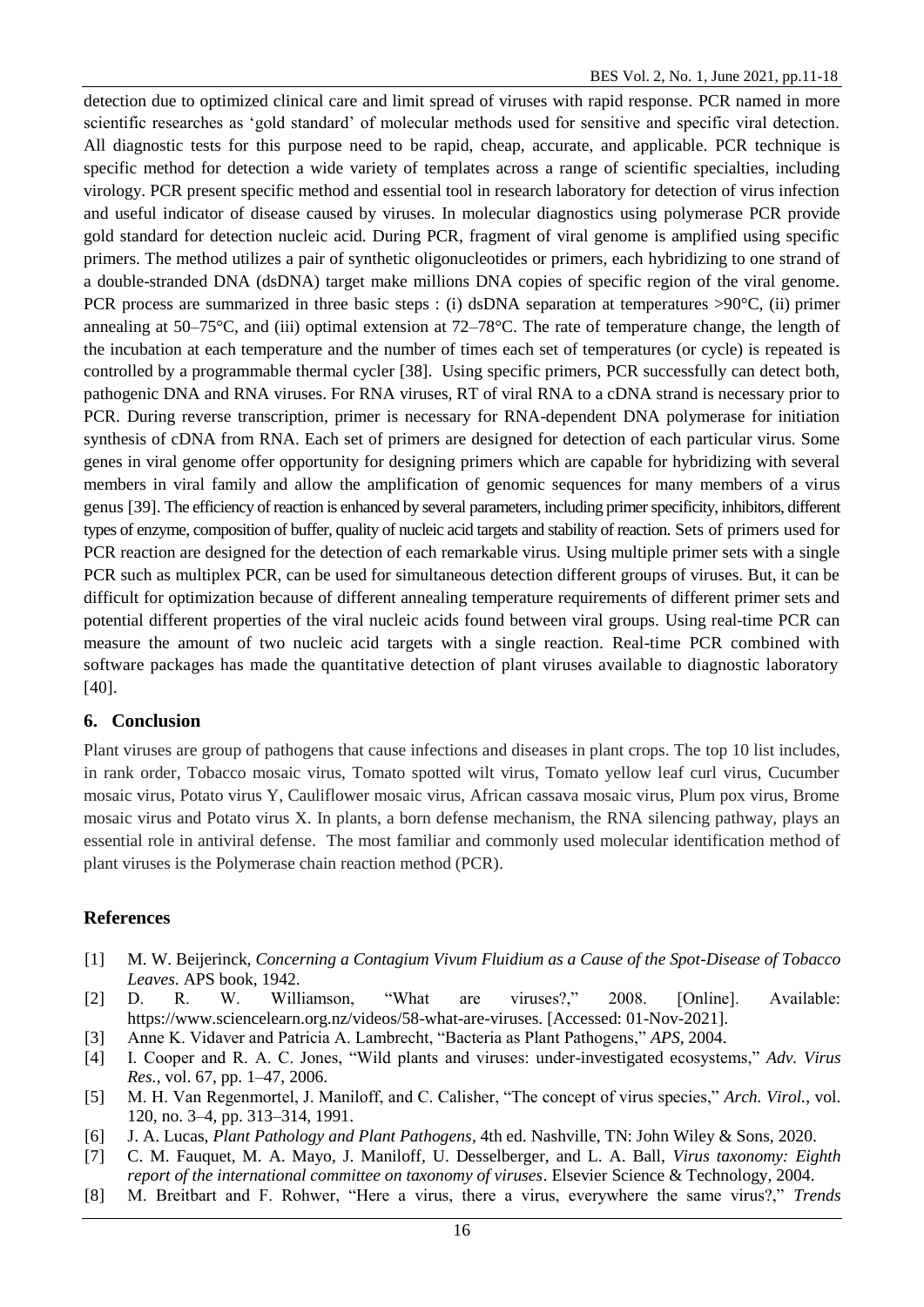detection due to optimized clinical care and limit spread of viruses with rapid response. PCR named in more scientific researches as 'gold standard' of molecular methods used for sensitive and specific viral detection. All diagnostic tests for this purpose need to be rapid, cheap, accurate, and applicable. PCR technique is specific method for detection a wide variety of templates across a range of scientific specialties, including virology. PCR present specific method and essential tool in research laboratory for detection of virus infection and useful indicator of disease caused by viruses. In molecular diagnostics using polymerase PCR provide gold standard for detection nucleic acid. During PCR, fragment of viral genome is amplified using specific primers. The method utilizes a pair of synthetic oligonucleotides or primers, each hybridizing to one strand of a double-stranded DNA (dsDNA) target make millions DNA copies of specific region of the viral genome. PCR process are summarized in three basic steps : (i) dsDNA separation at temperatures >90°C, (ii) primer annealing at 50–75°C, and (iii) optimal extension at 72–78°C. The rate of temperature change, the length of the incubation at each temperature and the number of times each set of temperatures (or cycle) is repeated is controlled by a programmable thermal cycler [38]. Using specific primers, PCR successfully can detect both, pathogenic DNA and RNA viruses. For RNA viruses, RT of viral RNA to a cDNA strand is necessary prior to PCR. During reverse transcription, primer is necessary for RNA-dependent DNA polymerase for initiation synthesis of cDNA from RNA. Each set of primers are designed for detection of each particular virus. Some genes in viral genome offer opportunity for designing primers which are capable for hybridizing with several members in viral family and allow the amplification of genomic sequences for many members of a virus genus [39]. The efficiency of reaction is enhanced by several parameters, including primer specificity, inhibitors, different types of enzyme, composition of buffer, quality of nucleic acid targets and stability of reaction. Sets of primers used for PCR reaction are designed for the detection of each remarkable virus. Using multiple primer sets with a single PCR such as multiplex PCR, can be used for simultaneous detection different groups of viruses. But, it can be difficult for optimization because of different annealing temperature requirements of different primer sets and potential different properties of the viral nucleic acids found between viral groups. Using real-time PCR can measure the amount of two nucleic acid targets with a single reaction. Real-time PCR combined with software packages has made the quantitative detection of plant viruses available to diagnostic laboratory [40].

## 6. Conclusion

Plant viruses are group of pathogens that cause infections and diseases in plant crops. The top 10 list includes, in rank order, Tobacco mosaic virus, Tomato spotted wilt virus, Tomato yellow leaf curl virus, Cucumber mosaic virus, Potato virus Y, Cauliflower mosaic virus, African cassava mosaic virus, Plum pox virus, Brome mosaic virus and Potato virus X. In plants, a born defense mechanism, the RNA silencing pathway, plays an essential role in antiviral defense. The most familiar and commonly used molecular identification method of plant viruses is the Polymerase chain reaction method (PCR).

## References

[1] M. W. Beijerinck, *Concerning a Contagium Vivum Fluidium as a Cause of the Spot-Disease of Tobacco Leaves*. APS book, 1942.

[2] D. R. W. Williamson, "What are viruses?," 2008. [Online]. Available: https://www.sciencelearn.org.nz/videos/58-what-are-viruses. [Accessed: 01-Nov-2021].

[3] Anne K. Vidaver and Patricia A. Lambrecht, "Bacteria as Plant Pathogens," *APS*, 2004.

[4] I. Cooper and R. A. C. Jones, "Wild plants and viruses: under-investigated ecosystems," *Adv. Virus Res.*, vol. 67, pp. 1–47, 2006.

[5] M. H. Van Regenmortel, J. Maniloff, and C. Calisher, "The concept of virus species," *Arch. Virol.*, vol. 120, no. 3–4, pp. 313–314, 1991.

[6] J. A. Lucas, *Plant Pathology and Plant Pathogens*, 4th ed. Nashville, TN: John Wiley & Sons, 2020.

[7] C. M. Fauquet, M. A. Mayo, J. Maniloff, U. Desselberger, and L. A. Ball, *Virus taxonomy: Eighth report of the international committee on taxonomy of viruses*. Elsevier Science & Technology, 2004.

[8] M. Breitbart and F. Rohwer, "Here a virus, there a virus, everywhere the same virus?," *Trends*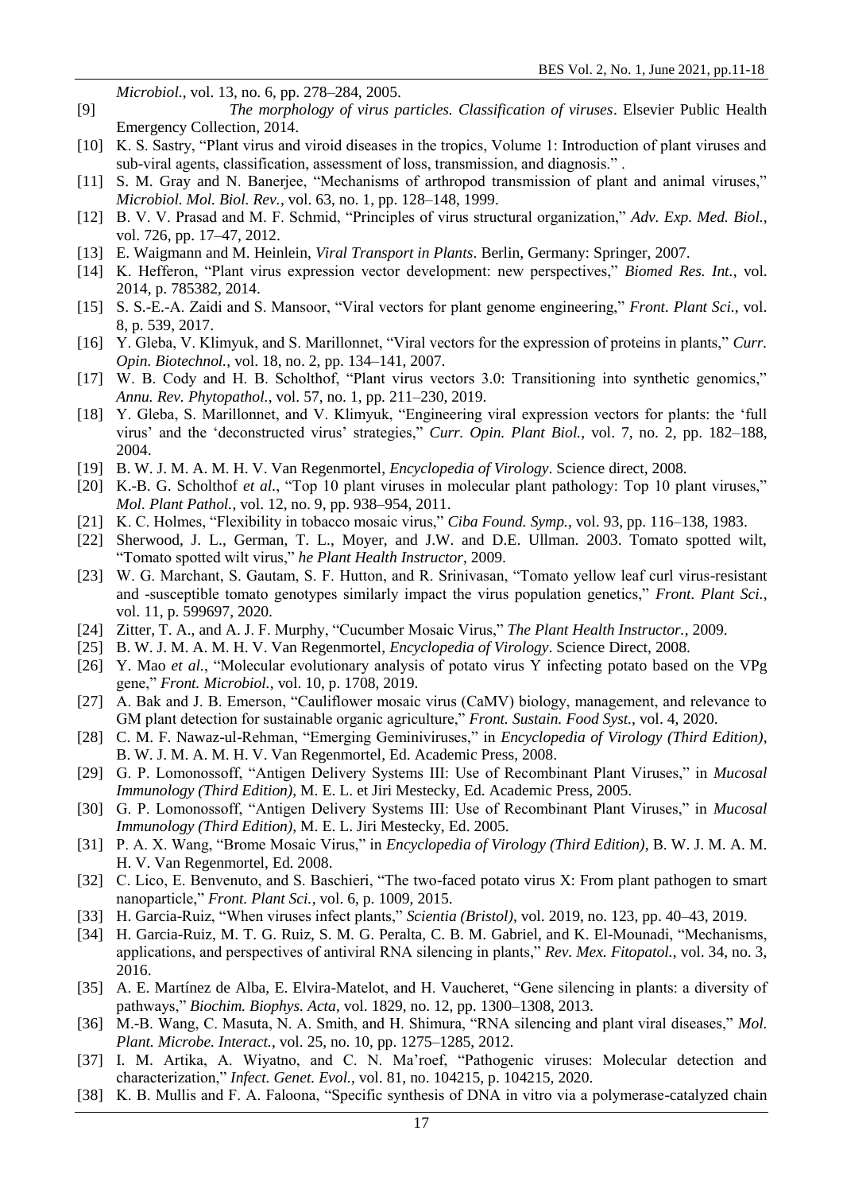*Microbiol.*, vol. 13, no. 6, pp. 278–284, 2005.

[9] *The morphology of virus particles. Classification of viruses*. Elsevier Public Health Emergency Collection, 2014.

[10] K. S. Sastry, "Plant virus and viroid diseases in the tropics, Volume 1: Introduction of plant viruses and sub-viral agents, classification, assessment of loss, transmission, and diagnosis." .

[11] S. M. Gray and N. Banerjee, "Mechanisms of arthropod transmission of plant and animal viruses," *Microbiol. Mol. Biol. Rev.*, vol. 63, no. 1, pp. 128–148, 1999.

[12] B. V. V. Prasad and M. F. Schmid, "Principles of virus structural organization," *Adv. Exp. Med. Biol.*, vol. 726, pp. 17–47, 2012.

[13] E. Waigmann and M. Heinlein, *Viral Transport in Plants*. Berlin, Germany: Springer, 2007.

[14] K. Hefferon, "Plant virus expression vector development: new perspectives," *Biomed Res. Int.*, vol. 2014, p. 785382, 2014.

[15] S. S.-E.-A. Zaidi and S. Mansoor, "Viral vectors for plant genome engineering," *Front. Plant Sci.*, vol. 8, p. 539, 2017.

[16] Y. Gleba, V. Klimyuk, and S. Marillonnet, "Viral vectors for the expression of proteins in plants," *Curr. Opin. Biotechnol.*, vol. 18, no. 2, pp. 134–141, 2007.

[17] W. B. Cody and H. B. Scholthof, "Plant virus vectors 3.0: Transitioning into synthetic genomics," *Annu. Rev. Phytopathol.*, vol. 57, no. 1, pp. 211–230, 2019.

[18] Y. Gleba, S. Marillonnet, and V. Klimyuk, "Engineering viral expression vectors for plants: the 'full virus' and the 'deconstructed virus' strategies," *Curr. Opin. Plant Biol.*, vol. 7, no. 2, pp. 182–188, 2004.

[19] B. W. J. M. A. M. H. V. Van Regenmortel, *Encyclopedia of Virology*. Science direct, 2008.

[20] K.-B. G. Scholthof *et al.*, "Top 10 plant viruses in molecular plant pathology: Top 10 plant viruses," *Mol. Plant Pathol.*, vol. 12, no. 9, pp. 938–954, 2011.

[21] K. C. Holmes, "Flexibility in tobacco mosaic virus," *Ciba Found. Symp.*, vol. 93, pp. 116–138, 1983.

[22] Sherwood, J. L., German, T. L., Moyer, and J.W. and D.E. Ullman. 2003. Tomato spotted wilt, "Tomato spotted wilt virus," *he Plant Health Instructor*, 2009.

[23] W. G. Marchant, S. Gautam, S. F. Hutton, and R. Srinivasan, "Tomato yellow leaf curl virus-resistant and -susceptible tomato genotypes similarly impact the virus population genetics," *Front. Plant Sci.*, vol. 11, p. 599697, 2020.

[24] Zitter, T. A., and A. J. F. Murphy, "Cucumber Mosaic Virus," *The Plant Health Instructor.*, 2009.

[25] B. W. J. M. A. M. H. V. Van Regenmortel, *Encyclopedia of Virology*. Science Direct, 2008.

[26] Y. Mao *et al.*, "Molecular evolutionary analysis of potato virus Y infecting potato based on the VPg gene," *Front. Microbiol.*, vol. 10, p. 1708, 2019.

[27] A. Bak and J. B. Emerson, "Cauliflower mosaic virus (CaMV) biology, management, and relevance to GM plant detection for sustainable organic agriculture," *Front. Sustain. Food Syst.*, vol. 4, 2020.

[28] C. M. F. Nawaz-ul-Rehman, "Emerging Geminiviruses," in *Encyclopedia of Virology (Third Edition)*, B. W. J. M. A. M. H. V. Van Regenmortel, Ed. Academic Press, 2008.

[29] G. P. Lomonossoff, "Antigen Delivery Systems III: Use of Recombinant Plant Viruses," in *Mucosal Immunology (Third Edition)*, M. E. L. et Jiri Mestecky, Ed. Academic Press, 2005.

[30] G. P. Lomonossoff, "Antigen Delivery Systems III: Use of Recombinant Plant Viruses," in *Mucosal Immunology (Third Edition)*, M. E. L. Jiri Mestecky, Ed. 2005.

[31] P. A. X. Wang, "Brome Mosaic Virus," in *Encyclopedia of Virology (Third Edition)*, B. W. J. M. A. M. H. V. Van Regenmortel, Ed. 2008.

[32] C. Lico, E. Benvenuto, and S. Baschieri, "The two-faced potato virus X: From plant pathogen to smart nanoparticle," *Front. Plant Sci.*, vol. 6, p. 1009, 2015.

[33] H. Garcia-Ruiz, "When viruses infect plants," *Scientia (Bristol)*, vol. 2019, no. 123, pp. 40–43, 2019.

[34] H. Garcia-Ruiz, M. T. G. Ruiz, S. M. G. Peralta, C. B. M. Gabriel, and K. El-Mounadi, "Mechanisms, applications, and perspectives of antiviral RNA silencing in plants," *Rev. Mex. Fitopatol.*, vol. 34, no. 3, 2016.

[35] A. E. Martínez de Alba, E. Elvira-Matelot, and H. Vaucheret, "Gene silencing in plants: a diversity of pathways," *Biochim. Biophys. Acta*, vol. 1829, no. 12, pp. 1300–1308, 2013.

[36] M.-B. Wang, C. Masuta, N. A. Smith, and H. Shimura, "RNA silencing and plant viral diseases," *Mol. Plant. Microbe. Interact.*, vol. 25, no. 10, pp. 1275–1285, 2012.

[37] I. M. Artika, A. Wiyatno, and C. N. Ma'roef, "Pathogenic viruses: Molecular detection and characterization," *Infect. Genet. Evol.*, vol. 81, no. 104215, p. 104215, 2020.

[38] K. B. Mullis and F. A. Faloona, "Specific synthesis of DNA in vitro via a polymerase-catalyzed chain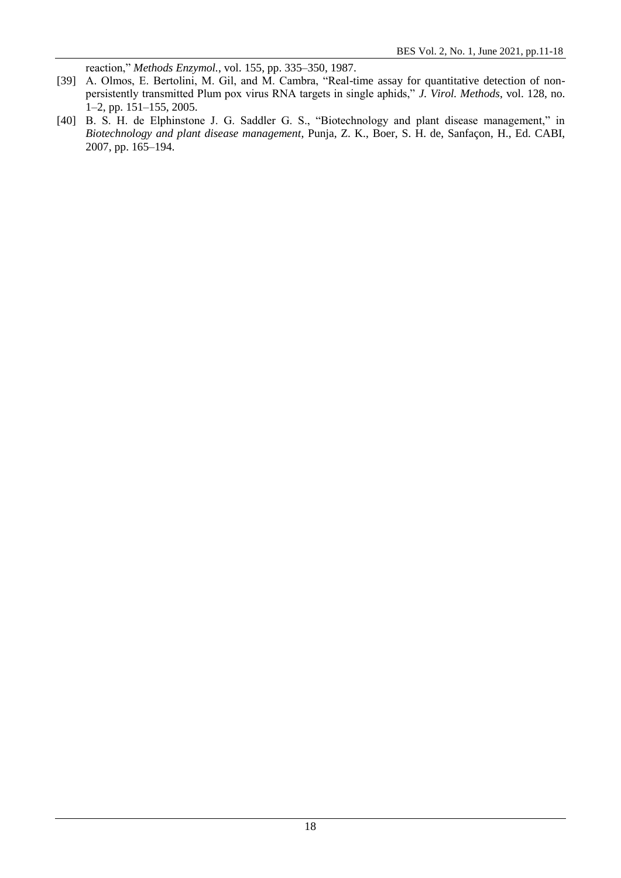reaction," *Methods Enzymol.*, vol. 155, pp. 335–350, 1987.

[39] A. Olmos, E. Bertolini, M. Gil, and M. Cambra, "Real-time assay for quantitative detection of non-persistently transmitted Plum pox virus RNA targets in single aphids," *J. Virol. Methods*, vol. 128, no. 1–2, pp. 151–155, 2005.

[40] B. S. H. de Elphinstone J. G. Saddler G. S., "Biotechnology and plant disease management," in *Biotechnology and plant disease management*, Punja, Z. K., Boer, S. H. de, Sanfaçon, H., Ed. CABI, 2007, pp. 165–194.